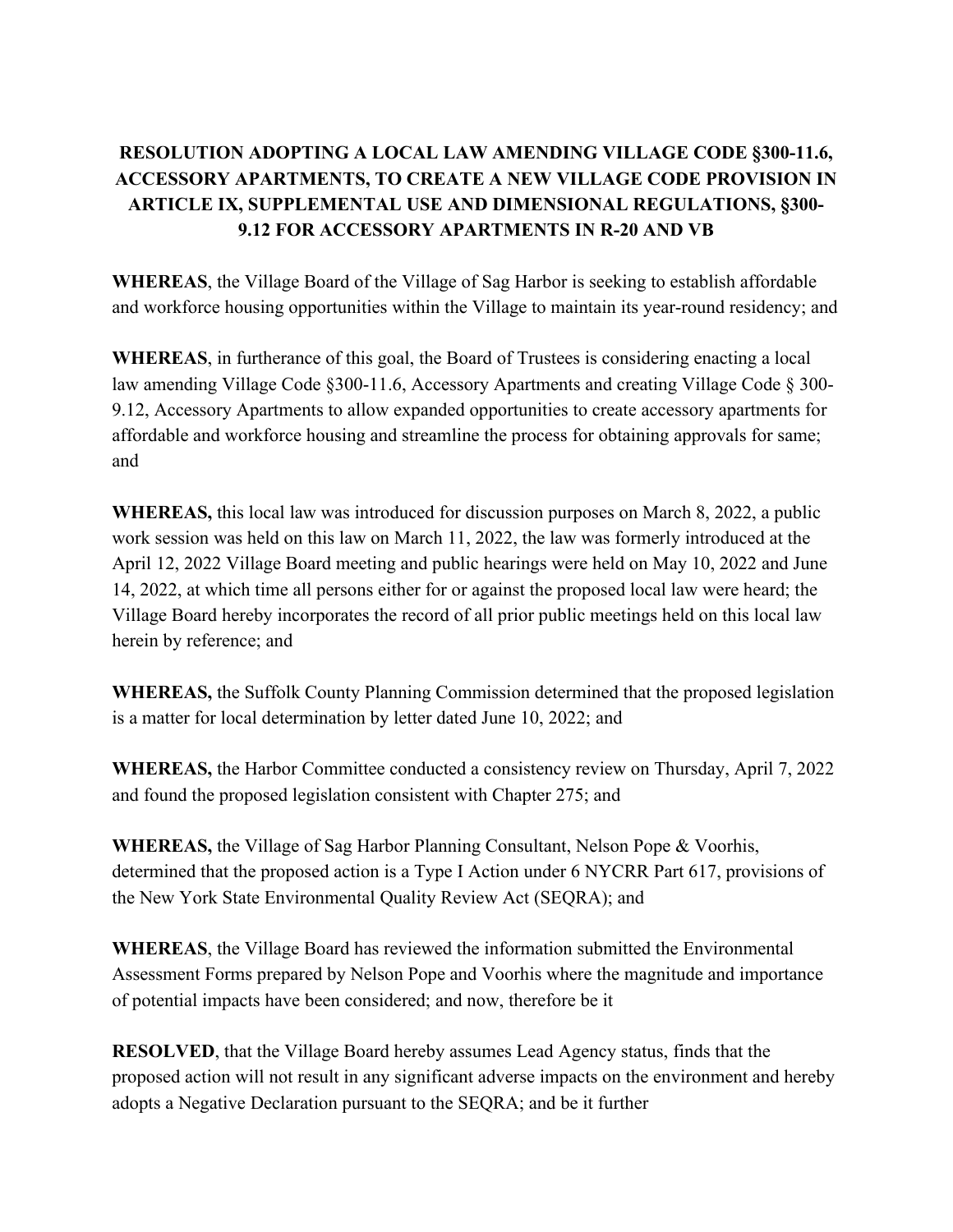# RESOLUTION ADOPTING A LOCAL LAW AMENDING VILLAGE CODE §300-11.6, ACCESSORY APARTMENTS, TO CREATE A NEW VILLAGE CODE PROVISION IN ARTICLE IX, SUPPLEMENTAL USE AND DIMENSIONAL REGULATIONS, §300-9.12 FOR ACCESSORY APARTMENTS IN R-20 AND VB

**WHEREAS**, the Village Board of the Village of Sag Harbor is seeking to establish affordable and workforce housing opportunities within the Village to maintain its year-round residency; and

**WHEREAS**, in furtherance of this goal, the Board of Trustees is considering enacting a local law amending Village Code §300-11.6, Accessory Apartments and creating Village Code § 300-9.12, Accessory Apartments to allow expanded opportunities to create accessory apartments for affordable and workforce housing and streamline the process for obtaining approvals for same; and

**WHEREAS,** this local law was introduced for discussion purposes on March 8, 2022, a public work session was held on this law on March 11, 2022, the law was formerly introduced at the April 12, 2022 Village Board meeting and public hearings were held on May 10, 2022 and June 14, 2022, at which time all persons either for or against the proposed local law were heard; the Village Board hereby incorporates the record of all prior public meetings held on this local law herein by reference; and

**WHEREAS,** the Suffolk County Planning Commission determined that the proposed legislation is a matter for local determination by letter dated June 10, 2022; and

**WHEREAS,** the Harbor Committee conducted a consistency review on Thursday, April 7, 2022 and found the proposed legislation consistent with Chapter 275; and

**WHEREAS,** the Village of Sag Harbor Planning Consultant, Nelson Pope & Voorhis, determined that the proposed action is a Type I Action under 6 NYCRR Part 617, provisions of the New York State Environmental Quality Review Act (SEQRA); and

**WHEREAS**, the Village Board has reviewed the information submitted the Environmental Assessment Forms prepared by Nelson Pope and Voorhis where the magnitude and importance of potential impacts have been considered; and now, therefore be it

**RESOLVED**, that the Village Board hereby assumes Lead Agency status, finds that the proposed action will not result in any significant adverse impacts on the environment and hereby adopts a Negative Declaration pursuant to the SEQRA; and be it further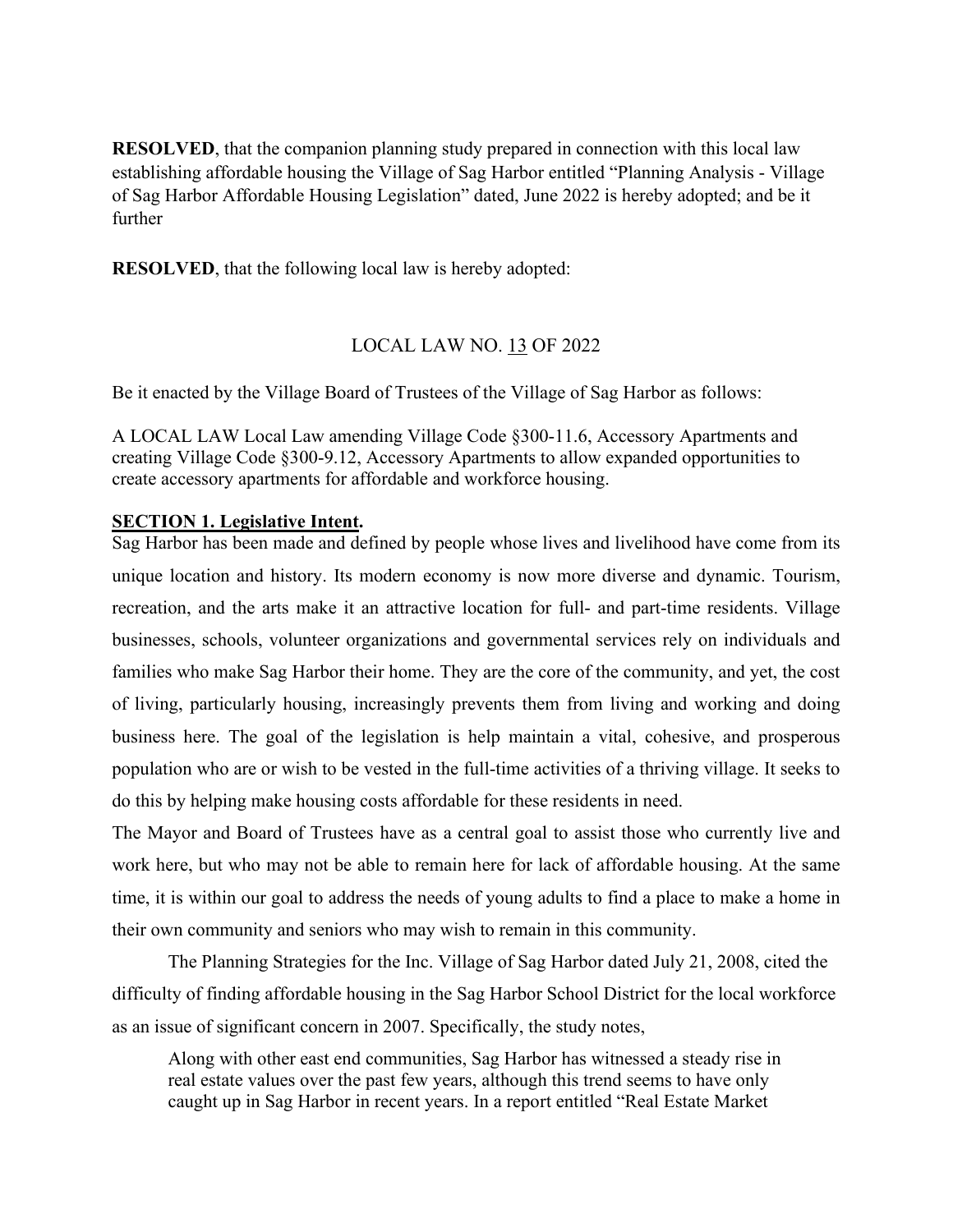**RESOLVED**, that the companion planning study prepared in connection with this local law establishing affordable housing the Village of Sag Harbor entitled "Planning Analysis - Village of Sag Harbor Affordable Housing Legislation" dated, June 2022 is hereby adopted; and be it further

**RESOLVED**, that the following local law is hereby adopted:

LOCAL LAW NO. 13 OF 2022

Be it enacted by the Village Board of Trustees of the Village of Sag Harbor as follows:

A LOCAL LAW Local Law amending Village Code §300-11.6, Accessory Apartments and creating Village Code §300-9.12, Accessory Apartments to allow expanded opportunities to create accessory apartments for affordable and workforce housing.

**SECTION 1. Legislative Intent.**

Sag Harbor has been made and defined by people whose lives and livelihood have come from its unique location and history. Its modern economy is now more diverse and dynamic. Tourism, recreation, and the arts make it an attractive location for full- and part-time residents. Village businesses, schools, volunteer organizations and governmental services rely on individuals and families who make Sag Harbor their home. They are the core of the community, and yet, the cost of living, particularly housing, increasingly prevents them from living and working and doing business here. The goal of the legislation is help maintain a vital, cohesive, and prosperous population who are or wish to be vested in the full-time activities of a thriving village. It seeks to do this by helping make housing costs affordable for these residents in need.

The Mayor and Board of Trustees have as a central goal to assist those who currently live and work here, but who may not be able to remain here for lack of affordable housing. At the same time, it is within our goal to address the needs of young adults to find a place to make a home in their own community and seniors who may wish to remain in this community.

The Planning Strategies for the Inc. Village of Sag Harbor dated July 21, 2008, cited the difficulty of finding affordable housing in the Sag Harbor School District for the local workforce as an issue of significant concern in 2007. Specifically, the study notes,

> Along with other east end communities, Sag Harbor has witnessed a steady rise in real estate values over the past few years, although this trend seems to have only caught up in Sag Harbor in recent years. In a report entitled "Real Estate Market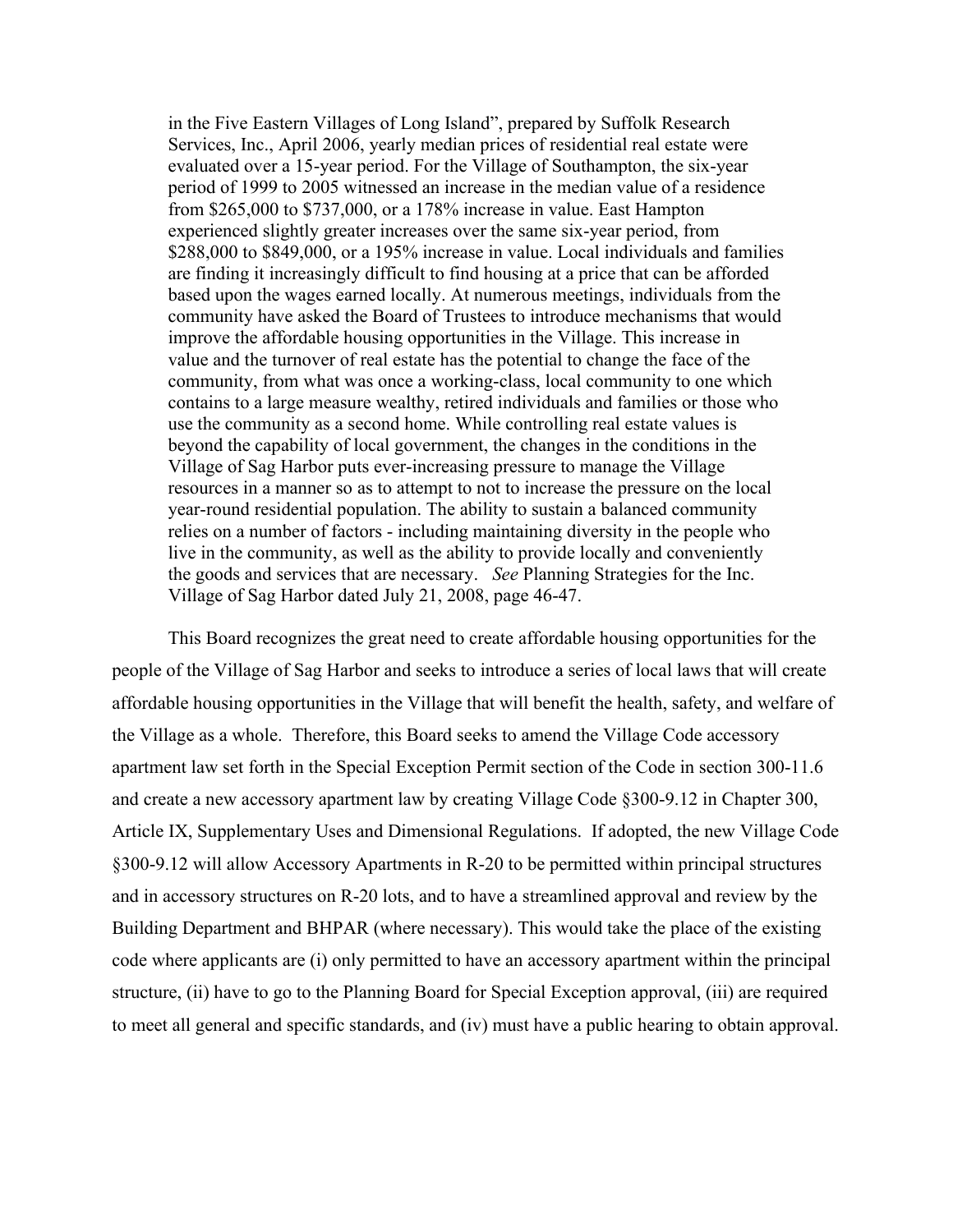in the Five Eastern Villages of Long Island", prepared by Suffolk Research Services, Inc., April 2006, yearly median prices of residential real estate were evaluated over a 15-year period. For the Village of Southampton, the six-year period of 1999 to 2005 witnessed an increase in the median value of a residence from \$265,000 to \$737,000, or a 178% increase in value. East Hampton experienced slightly greater increases over the same six-year period, from \$288,000 to \$849,000, or a 195% increase in value. Local individuals and families are finding it increasingly difficult to find housing at a price that can be afforded based upon the wages earned locally. At numerous meetings, individuals from the community have asked the Board of Trustees to introduce mechanisms that would improve the affordable housing opportunities in the Village. This increase in value and the turnover of real estate has the potential to change the face of the community, from what was once a working-class, local community to one which contains to a large measure wealthy, retired individuals and families or those who use the community as a second home. While controlling real estate values is beyond the capability of local government, the changes in the conditions in the Village of Sag Harbor puts ever-increasing pressure to manage the Village resources in a manner so as to attempt to not to increase the pressure on the local year-round residential population. The ability to sustain a balanced community relies on a number of factors - including maintaining diversity in the people who live in the community, as well as the ability to provide locally and conveniently the goods and services that are necessary. *See* Planning Strategies for the Inc. Village of Sag Harbor dated July 21, 2008, page 46-47.

This Board recognizes the great need to create affordable housing opportunities for the people of the Village of Sag Harbor and seeks to introduce a series of local laws that will create affordable housing opportunities in the Village that will benefit the health, safety, and welfare of the Village as a whole. Therefore, this Board seeks to amend the Village Code accessory apartment law set forth in the Special Exception Permit section of the Code in section 300-11.6 and create a new accessory apartment law by creating Village Code §300-9.12 in Chapter 300, Article IX, Supplementary Uses and Dimensional Regulations. If adopted, the new Village Code §300-9.12 will allow Accessory Apartments in R-20 to be permitted within principal structures and in accessory structures on R-20 lots, and to have a streamlined approval and review by the Building Department and BHPAR (where necessary). This would take the place of the existing code where applicants are (i) only permitted to have an accessory apartment within the principal structure, (ii) have to go to the Planning Board for Special Exception approval, (iii) are required to meet all general and specific standards, and (iv) must have a public hearing to obtain approval.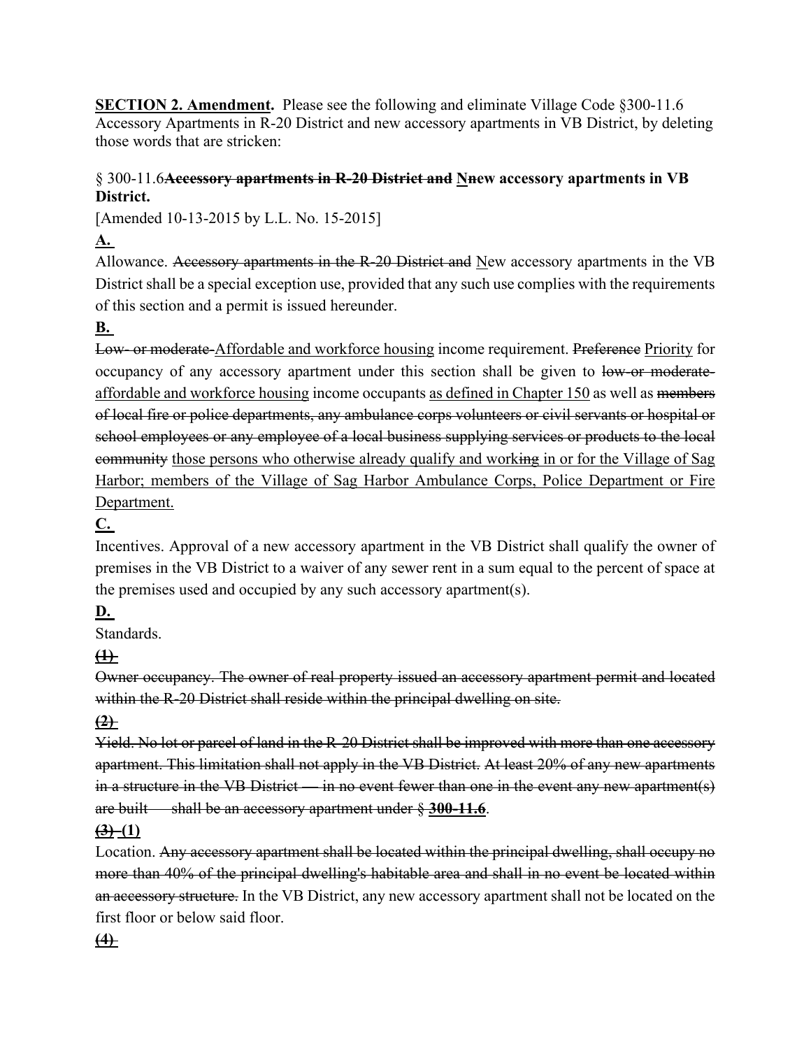**SECTION 2. Amendment.** Please see the following and eliminate Village Code §300-11.6 Accessory Apartments in R-20 District and new accessory apartments in VB District, by deleting those words that are stricken:

§ 300-11.6~~**Accessory apartments in R-20 District and**~~ **<u>N</u>~~n~~ew accessory apartments in VB District.**

[Amended 10-13-2015 by L.L. No. 15-2015]

**<u>A.</u>**

Allowance. ~~Accessory apartments in the R-20 District and~~ <u>N</u>ew accessory apartments in the VB District shall be a special exception use, provided that any such use complies with the requirements of this section and a permit is issued hereunder.

**<u>B.</u>**

~~Low- or moderate-~~<u>Affordable and workforce housing</u> income requirement. ~~Preference~~ <u>Priority</u> for occupancy of any accessory apartment under this section shall be given to ~~low-or moderate-~~ <u>affordable and workforce housing</u> income occupants <u>as defined in Chapter 150</u> as well as ~~members of local fire or police departments, any ambulance corps volunteers or civil servants or hospital or school employees or any employee of a local business supplying services or products to the local community~~ <u>those persons who otherwise already qualify and work</u>~~ing~~ <u>in or for the Village of Sag Harbor; members of the Village of Sag Harbor Ambulance Corps, Police Department or Fire Department.</u>

**<u>C.</u>**

Incentives. Approval of a new accessory apartment in the VB District shall qualify the owner of premises in the VB District to a waiver of any sewer rent in a sum equal to the percent of space at the premises used and occupied by any such accessory apartment(s).

**<u>D.</u>**

Standards.

~~**(1)**~~

~~Owner occupancy. The owner of real property issued an accessory apartment permit and located within the R-20 District shall reside within the principal dwelling on site.~~

~~**(2)**~~

~~Yield. No lot or parcel of land in the R-20 District shall be improved with more than one accessory apartment. This limitation shall not apply in the VB District. At least 20% of any new apartments in a structure in the VB District — in no event fewer than one in the event any new apartment(s) are built — shall be an accessory apartment under § **300-11.6**.~~

~~**(3)**~~ **<u>(1)</u>**

Location. ~~Any accessory apartment shall be located within the principal dwelling, shall occupy no more than 40% of the principal dwelling's habitable area and shall in no event be located within an accessory structure.~~ In the VB District, any new accessory apartment shall not be located on the first floor or below said floor.

~~**(4)**~~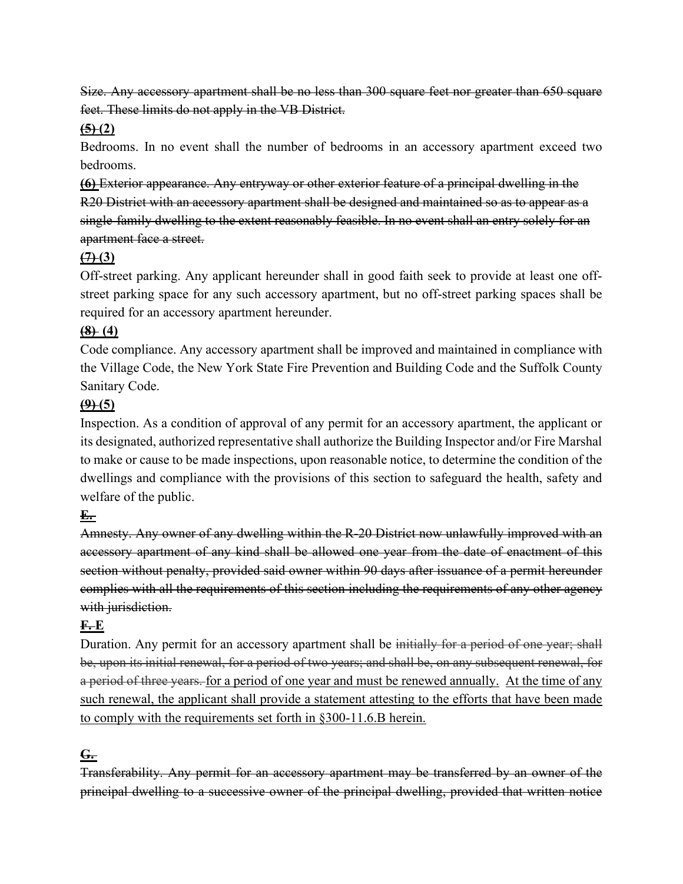~~Size. Any accessory apartment shall be no less than 300 square feet nor greater than 650 square feet. These limits do not apply in the VB District.~~

**~~(5)~~ (2)**

Bedrooms. In no event shall the number of bedrooms in an accessory apartment exceed two bedrooms.

**~~(6)~~** ~~Exterior appearance. Any entryway or other exterior feature of a principal dwelling in the R20 District with an accessory apartment shall be designed and maintained so as to appear as a single-family dwelling to the extent reasonably feasible. In no event shall an entry solely for an apartment face a street.~~

**~~(7)~~ (3)**

Off-street parking. Any applicant hereunder shall in good faith seek to provide at least one off-street parking space for any such accessory apartment, but no off-street parking spaces shall be required for an accessory apartment hereunder.

**~~(8)~~ (4)**

Code compliance. Any accessory apartment shall be improved and maintained in compliance with the Village Code, the New York State Fire Prevention and Building Code and the Suffolk County Sanitary Code.

**~~(9)~~ (5)**

Inspection. As a condition of approval of any permit for an accessory apartment, the applicant or its designated, authorized representative shall authorize the Building Inspector and/or Fire Marshal to make or cause to be made inspections, upon reasonable notice, to determine the condition of the dwellings and compliance with the provisions of this section to safeguard the health, safety and welfare of the public.

**~~E.~~**

~~Amnesty. Any owner of any dwelling within the R-20 District now unlawfully improved with an accessory apartment of any kind shall be allowed one year from the date of enactment of this section without penalty, provided said owner within 90 days after issuance of a permit hereunder complies with all the requirements of this section including the requirements of any other agency with jurisdiction.~~

**~~F.~~ E**

Duration. Any permit for an accessory apartment shall be ~~initially for a period of one year; shall be, upon its initial renewal, for a period of two years; and shall be, on any subsequent renewal, for a period of three years.~~ <u>for a period of one year and must be renewed annually. At the time of any such renewal, the applicant shall provide a statement attesting to the efforts that have been made to comply with the requirements set forth in §300-11.6.B herein.</u>

**~~G.~~**

~~Transferability. Any permit for an accessory apartment may be transferred by an owner of the principal dwelling to a successive owner of the principal dwelling, provided that written notice~~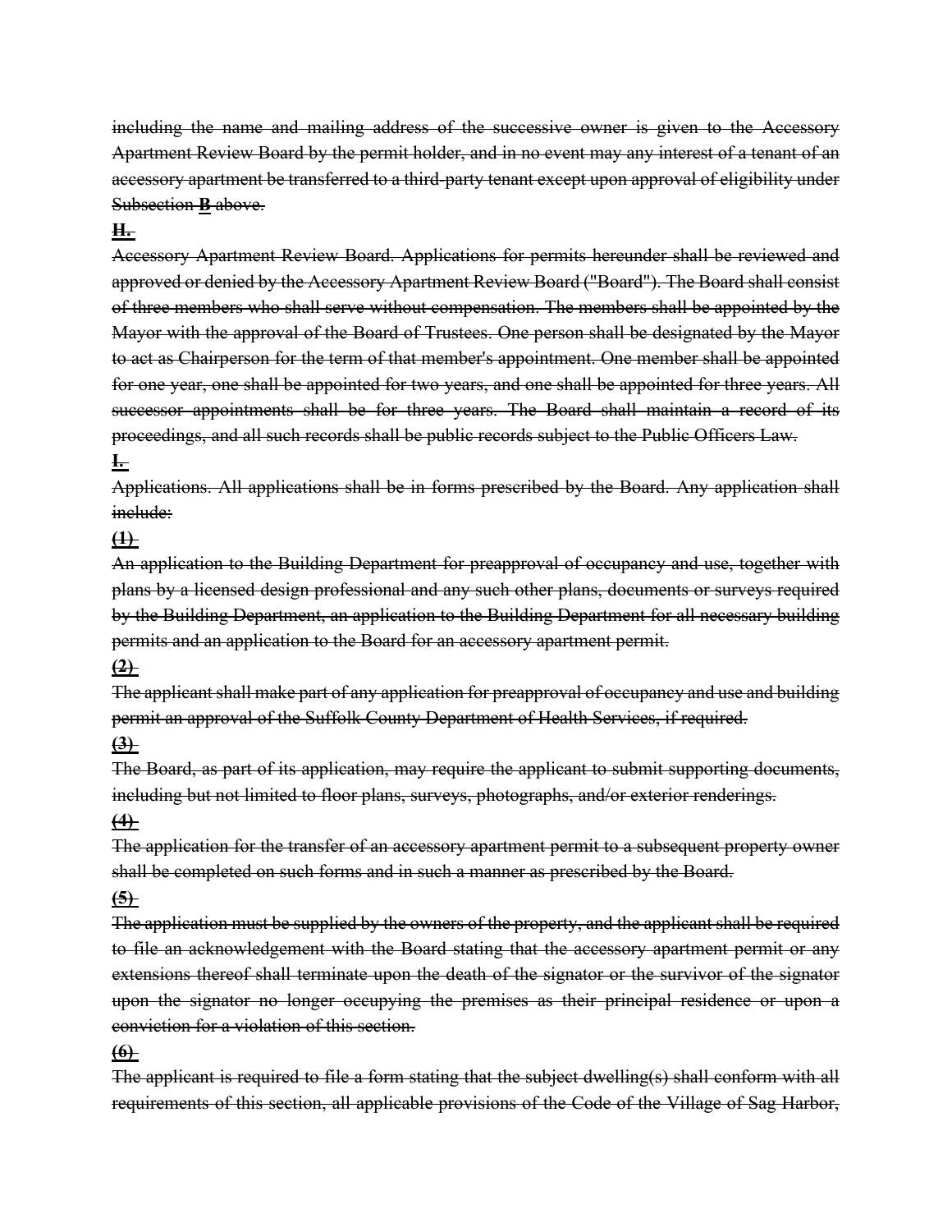~~including the name and mailing address of the successive owner is given to the Accessory Apartment Review Board by the permit holder, and in no event may any interest of a tenant of an accessory apartment be transferred to a third-party tenant except upon approval of eligibility under Subsection **B** above.~~

~~**H.**~~

~~Accessory Apartment Review Board. Applications for permits hereunder shall be reviewed and approved or denied by the Accessory Apartment Review Board ("Board"). The Board shall consist of three members who shall serve without compensation. The members shall be appointed by the Mayor with the approval of the Board of Trustees. One person shall be designated by the Mayor to act as Chairperson for the term of that member's appointment. One member shall be appointed for one year, one shall be appointed for two years, and one shall be appointed for three years. All successor appointments shall be for three years. The Board shall maintain a record of its proceedings, and all such records shall be public records subject to the Public Officers Law.~~

~~**I.**~~

~~Applications. All applications shall be in forms prescribed by the Board. Any application shall include:~~

~~**(1)**~~

~~An application to the Building Department for preapproval of occupancy and use, together with plans by a licensed design professional and any such other plans, documents or surveys required by the Building Department, an application to the Building Department for all necessary building permits and an application to the Board for an accessory apartment permit.~~

~~**(2)**~~

~~The applicant shall make part of any application for preapproval of occupancy and use and building permit an approval of the Suffolk County Department of Health Services, if required.~~

~~**(3)**~~

~~The Board, as part of its application, may require the applicant to submit supporting documents, including but not limited to floor plans, surveys, photographs, and/or exterior renderings.~~

~~**(4)**~~

~~The application for the transfer of an accessory apartment permit to a subsequent property owner shall be completed on such forms and in such a manner as prescribed by the Board.~~

~~**(5)**~~

~~The application must be supplied by the owners of the property, and the applicant shall be required to file an acknowledgement with the Board stating that the accessory apartment permit or any extensions thereof shall terminate upon the death of the signator or the survivor of the signator upon the signator no longer occupying the premises as their principal residence or upon a conviction for a violation of this section.~~

~~**(6)**~~

~~The applicant is required to file a form stating that the subject dwelling(s) shall conform with all requirements of this section, all applicable provisions of the Code of the Village of Sag Harbor,~~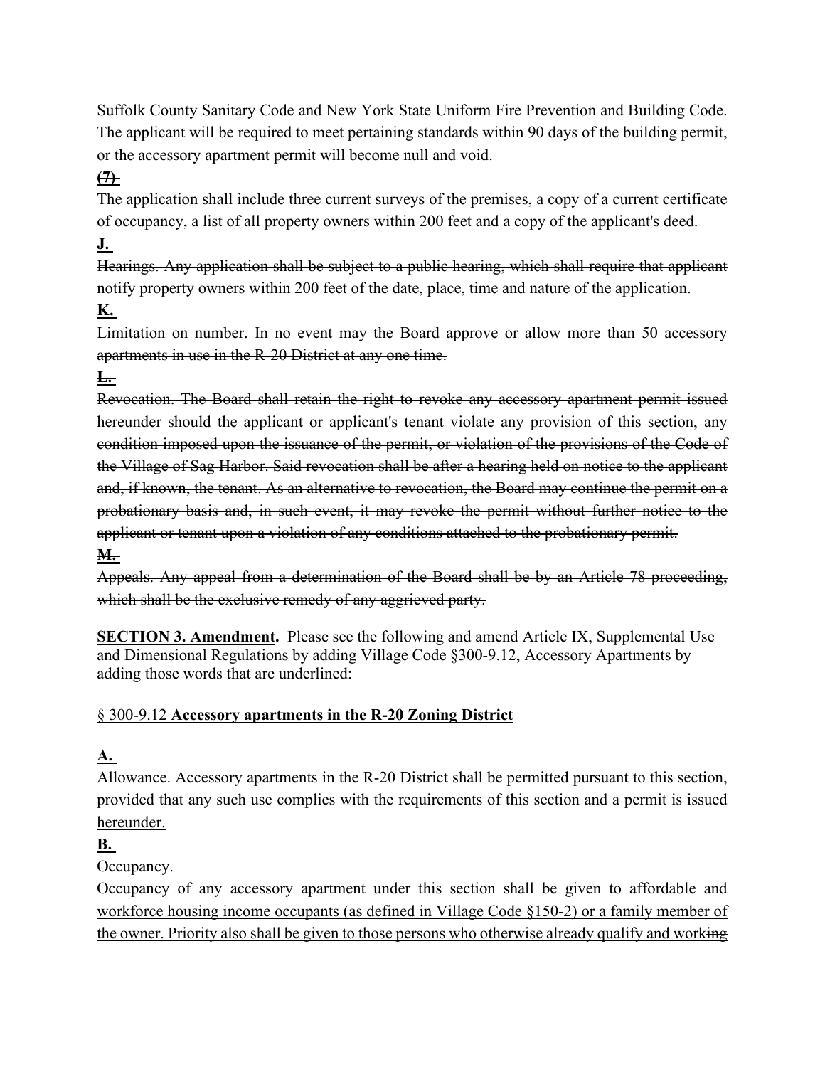~~Suffolk County Sanitary Code and New York State Uniform Fire Prevention and Building Code. The applicant will be required to meet pertaining standards within 90 days of the building permit, or the accessory apartment permit will become null and void.~~

~~**(7)**~~

~~The application shall include three current surveys of the premises, a copy of a current certificate of occupancy, a list of all property owners within 200 feet and a copy of the applicant's deed.~~

~~**J.**~~

~~Hearings. Any application shall be subject to a public hearing, which shall require that applicant notify property owners within 200 feet of the date, place, time and nature of the application.~~

~~**K.**~~

~~Limitation on number. In no event may the Board approve or allow more than 50 accessory apartments in use in the R-20 District at any one time.~~

~~**L.**~~

~~Revocation. The Board shall retain the right to revoke any accessory apartment permit issued hereunder should the applicant or applicant's tenant violate any provision of this section, any condition imposed upon the issuance of the permit, or violation of the provisions of the Code of the Village of Sag Harbor. Said revocation shall be after a hearing held on notice to the applicant and, if known, the tenant. As an alternative to revocation, the Board may continue the permit on a probationary basis and, in such event, it may revoke the permit without further notice to the applicant or tenant upon a violation of any conditions attached to the probationary permit.~~

~~**M.**~~

~~Appeals. Any appeal from a determination of the Board shall be by an Article 78 proceeding, which shall be the exclusive remedy of any aggrieved party.~~

**SECTION 3. Amendment.** Please see the following and amend Article IX, Supplemental Use and Dimensional Regulations by adding Village Code §300-9.12, Accessory Apartments by adding those words that are underlined:

<u>§ 300-9.12 **Accessory apartments in the R-20 Zoning District**</u>

<u>**A.**</u>

<u>Allowance. Accessory apartments in the R-20 District shall be permitted pursuant to this section, provided that any such use complies with the requirements of this section and a permit is issued hereunder.</u>

<u>**B.**</u>

<u>Occupancy.</u>

<u>Occupancy of any accessory apartment under this section shall be given to affordable and workforce housing income occupants (as defined in Village Code §150-2) or a family member of the owner. Priority also shall be given to those persons who otherwise already qualify and work</u>~~ing~~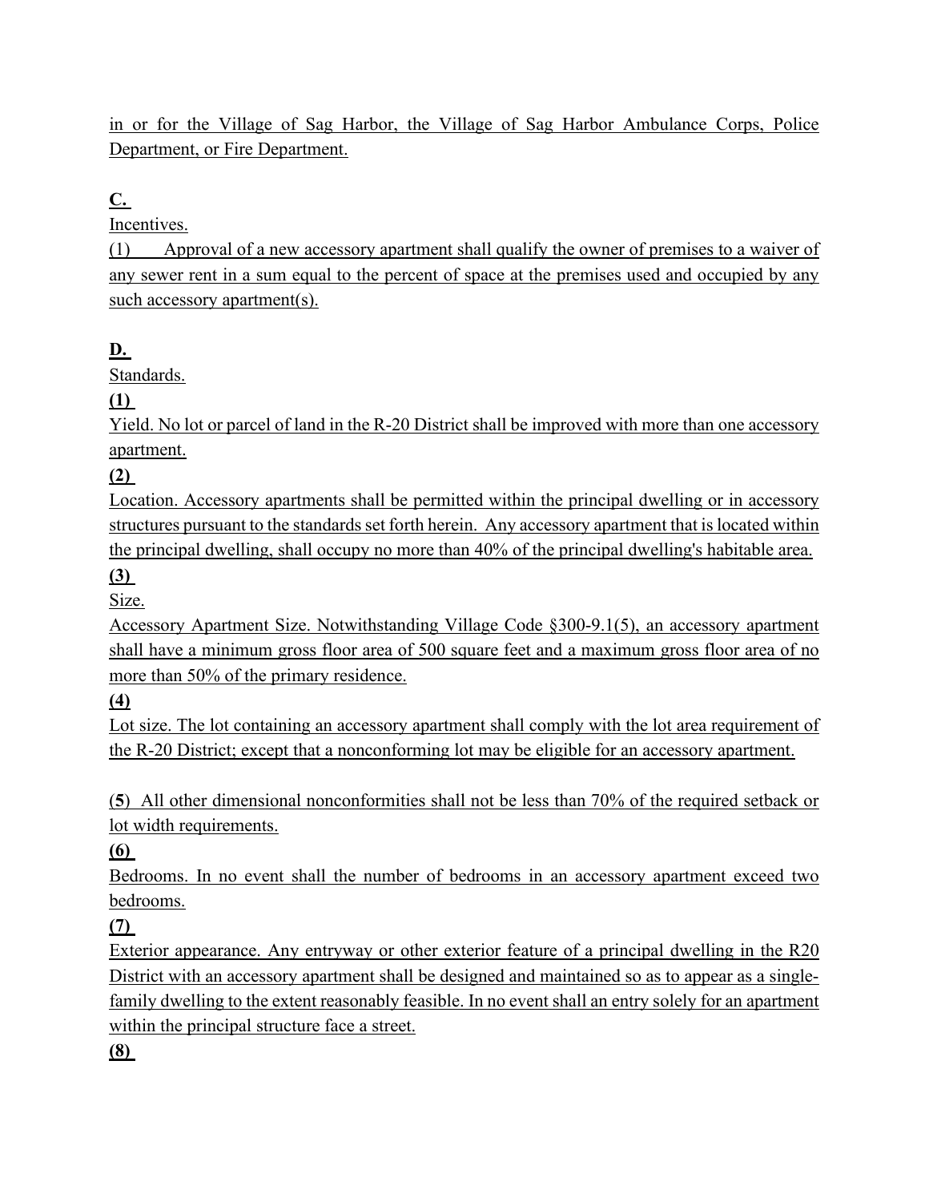in or for the Village of Sag Harbor, the Village of Sag Harbor Ambulance Corps, Police Department, or Fire Department.

**C.**

Incentives.

(1) Approval of a new accessory apartment shall qualify the owner of premises to a waiver of any sewer rent in a sum equal to the percent of space at the premises used and occupied by any such accessory apartment(s).

**D.**

Standards.

**(1)**

Yield. No lot or parcel of land in the R-20 District shall be improved with more than one accessory apartment.

**(2)**

Location. Accessory apartments shall be permitted within the principal dwelling or in accessory structures pursuant to the standards set forth herein. Any accessory apartment that is located within the principal dwelling, shall occupy no more than 40% of the principal dwelling's habitable area.

**(3)**

Size.

Accessory Apartment Size. Notwithstanding Village Code §300-9.1(5), an accessory apartment shall have a minimum gross floor area of 500 square feet and a maximum gross floor area of no more than 50% of the primary residence.

**(4)**

Lot size. The lot containing an accessory apartment shall comply with the lot area requirement of the R-20 District; except that a nonconforming lot may be eligible for an accessory apartment.

(**5**) All other dimensional nonconformities shall not be less than 70% of the required setback or lot width requirements.

**(6)**

Bedrooms. In no event shall the number of bedrooms in an accessory apartment exceed two bedrooms.

**(7)**

Exterior appearance. Any entryway or other exterior feature of a principal dwelling in the R20 District with an accessory apartment shall be designed and maintained so as to appear as a single-family dwelling to the extent reasonably feasible. In no event shall an entry solely for an apartment within the principal structure face a street.

**(8)**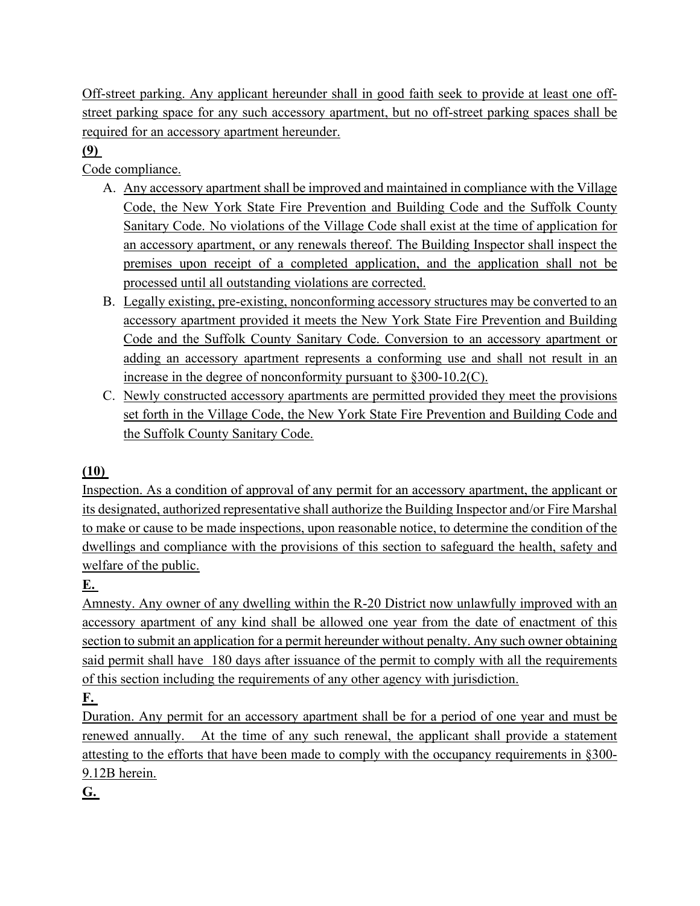Off-street parking. Any applicant hereunder shall in good faith seek to provide at least one off-street parking space for any such accessory apartment, but no off-street parking spaces shall be required for an accessory apartment hereunder.

**(9)**

Code compliance.

A. Any accessory apartment shall be improved and maintained in compliance with the Village Code, the New York State Fire Prevention and Building Code and the Suffolk County Sanitary Code. No violations of the Village Code shall exist at the time of application for an accessory apartment, or any renewals thereof. The Building Inspector shall inspect the premises upon receipt of a completed application, and the application shall not be processed until all outstanding violations are corrected.

B. Legally existing, pre-existing, nonconforming accessory structures may be converted to an accessory apartment provided it meets the New York State Fire Prevention and Building Code and the Suffolk County Sanitary Code. Conversion to an accessory apartment or adding an accessory apartment represents a conforming use and shall not result in an increase in the degree of nonconformity pursuant to §300-10.2(C).

C. Newly constructed accessory apartments are permitted provided they meet the provisions set forth in the Village Code, the New York State Fire Prevention and Building Code and the Suffolk County Sanitary Code.

**(10)**

Inspection. As a condition of approval of any permit for an accessory apartment, the applicant or its designated, authorized representative shall authorize the Building Inspector and/or Fire Marshal to make or cause to be made inspections, upon reasonable notice, to determine the condition of the dwellings and compliance with the provisions of this section to safeguard the health, safety and welfare of the public.

**E.**

Amnesty. Any owner of any dwelling within the R-20 District now unlawfully improved with an accessory apartment of any kind shall be allowed one year from the date of enactment of this section to submit an application for a permit hereunder without penalty. Any such owner obtaining said permit shall have 180 days after issuance of the permit to comply with all the requirements of this section including the requirements of any other agency with jurisdiction.

**F.**

Duration. Any permit for an accessory apartment shall be for a period of one year and must be renewed annually. At the time of any such renewal, the applicant shall provide a statement attesting to the efforts that have been made to comply with the occupancy requirements in §300-9.12B herein.

**G.**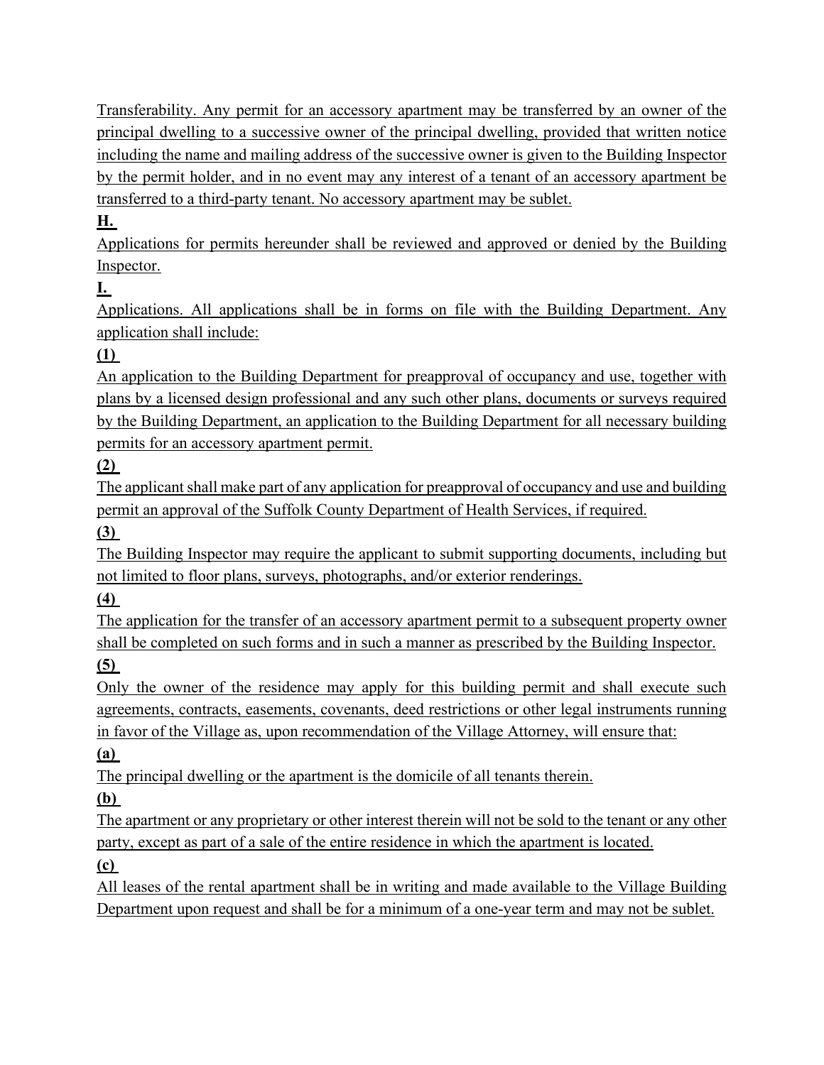Transferability. Any permit for an accessory apartment may be transferred by an owner of the principal dwelling to a successive owner of the principal dwelling, provided that written notice including the name and mailing address of the successive owner is given to the Building Inspector by the permit holder, and in no event may any interest of a tenant of an accessory apartment be transferred to a third-party tenant. No accessory apartment may be sublet.

**H.**

Applications for permits hereunder shall be reviewed and approved or denied by the Building Inspector.

**I.**

Applications. All applications shall be in forms on file with the Building Department. Any application shall include:

**(1)**

An application to the Building Department for preapproval of occupancy and use, together with plans by a licensed design professional and any such other plans, documents or surveys required by the Building Department, an application to the Building Department for all necessary building permits for an accessory apartment permit.

**(2)**

The applicant shall make part of any application for preapproval of occupancy and use and building permit an approval of the Suffolk County Department of Health Services, if required.

**(3)**

The Building Inspector may require the applicant to submit supporting documents, including but not limited to floor plans, surveys, photographs, and/or exterior renderings.

**(4)**

The application for the transfer of an accessory apartment permit to a subsequent property owner shall be completed on such forms and in such a manner as prescribed by the Building Inspector.

**(5)**

Only the owner of the residence may apply for this building permit and shall execute such agreements, contracts, easements, covenants, deed restrictions or other legal instruments running in favor of the Village as, upon recommendation of the Village Attorney, will ensure that:

**(a)**

The principal dwelling or the apartment is the domicile of all tenants therein.

**(b)**

The apartment or any proprietary or other interest therein will not be sold to the tenant or any other party, except as part of a sale of the entire residence in which the apartment is located.

**(c)**

All leases of the rental apartment shall be in writing and made available to the Village Building Department upon request and shall be for a minimum of a one-year term and may not be sublet.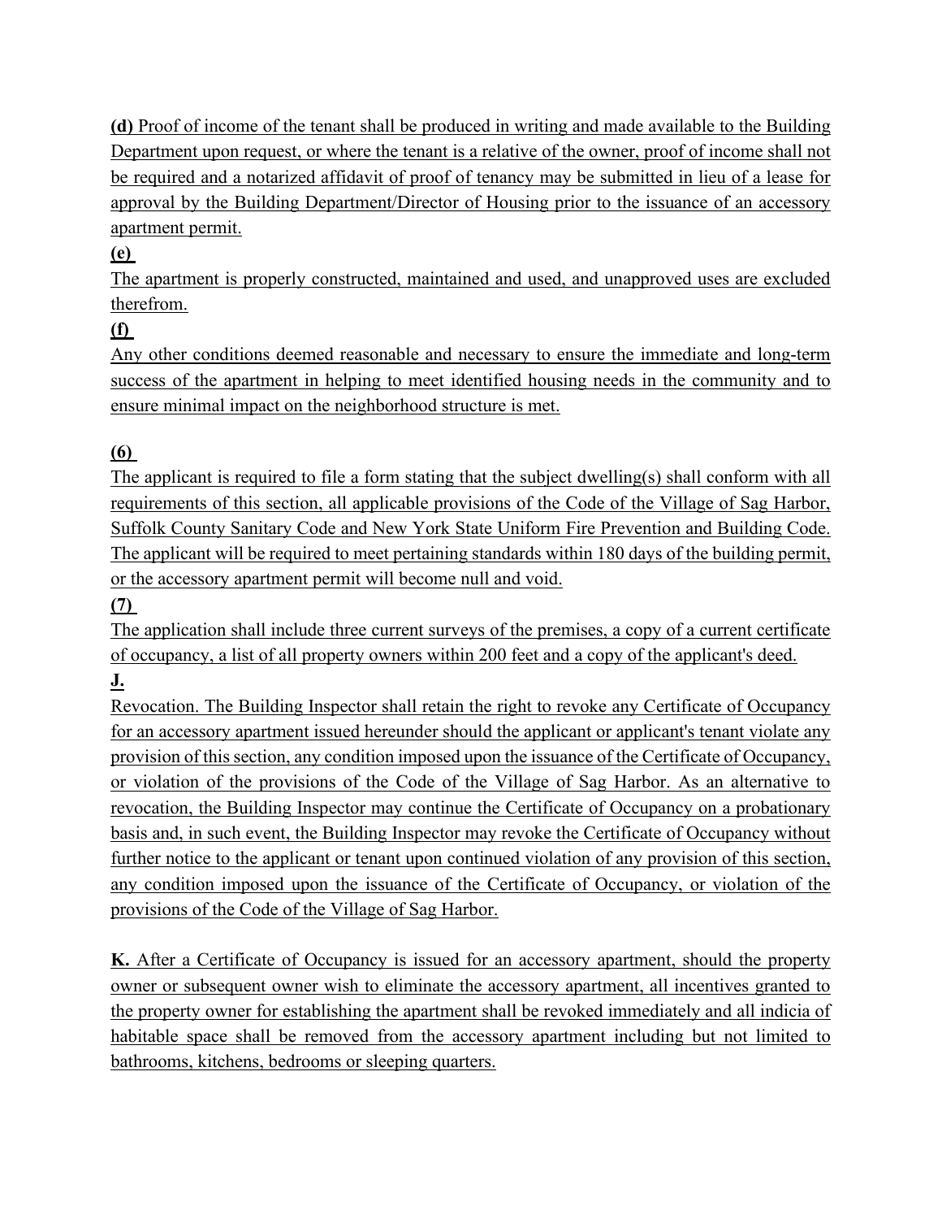**(d)** Proof of income of the tenant shall be produced in writing and made available to the Building Department upon request, or where the tenant is a relative of the owner, proof of income shall not be required and a notarized affidavit of proof of tenancy may be submitted in lieu of a lease for approval by the Building Department/Director of Housing prior to the issuance of an accessory apartment permit.

**(e)**

The apartment is properly constructed, maintained and used, and unapproved uses are excluded therefrom.

**(f)**

Any other conditions deemed reasonable and necessary to ensure the immediate and long-term success of the apartment in helping to meet identified housing needs in the community and to ensure minimal impact on the neighborhood structure is met.

**(6)**

The applicant is required to file a form stating that the subject dwelling(s) shall conform with all requirements of this section, all applicable provisions of the Code of the Village of Sag Harbor, Suffolk County Sanitary Code and New York State Uniform Fire Prevention and Building Code. The applicant will be required to meet pertaining standards within 180 days of the building permit, or the accessory apartment permit will become null and void.

**(7)**

The application shall include three current surveys of the premises, a copy of a current certificate of occupancy, a list of all property owners within 200 feet and a copy of the applicant's deed.

**J.**

Revocation. The Building Inspector shall retain the right to revoke any Certificate of Occupancy for an accessory apartment issued hereunder should the applicant or applicant's tenant violate any provision of this section, any condition imposed upon the issuance of the Certificate of Occupancy, or violation of the provisions of the Code of the Village of Sag Harbor. As an alternative to revocation, the Building Inspector may continue the Certificate of Occupancy on a probationary basis and, in such event, the Building Inspector may revoke the Certificate of Occupancy without further notice to the applicant or tenant upon continued violation of any provision of this section, any condition imposed upon the issuance of the Certificate of Occupancy, or violation of the provisions of the Code of the Village of Sag Harbor.

**K.** After a Certificate of Occupancy is issued for an accessory apartment, should the property owner or subsequent owner wish to eliminate the accessory apartment, all incentives granted to the property owner for establishing the apartment shall be revoked immediately and all indicia of habitable space shall be removed from the accessory apartment including but not limited to bathrooms, kitchens, bedrooms or sleeping quarters.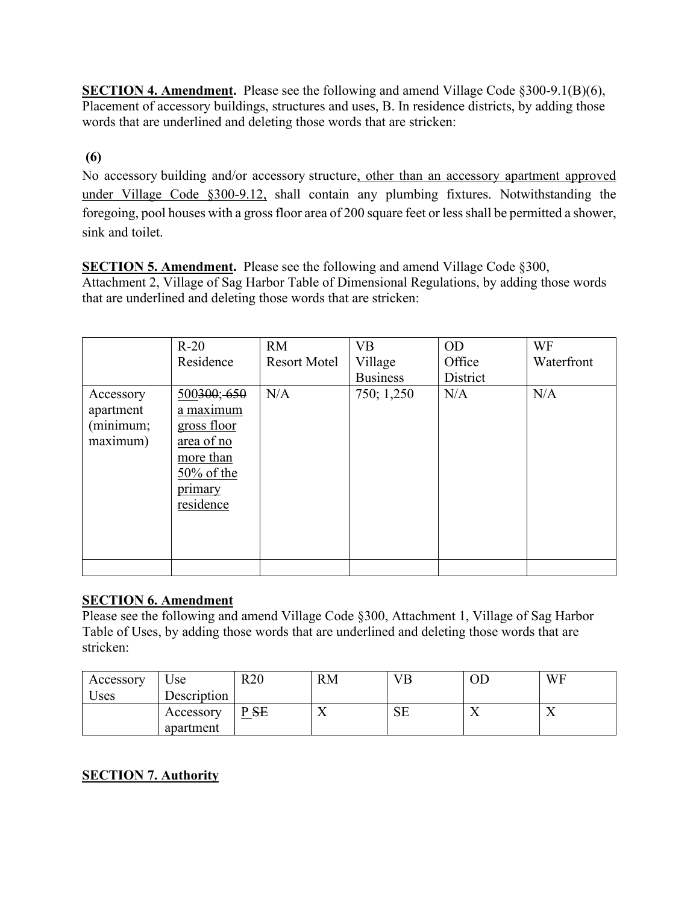**SECTION 4. Amendment.** Please see the following and amend Village Code §300-9.1(B)(6), Placement of accessory buildings, structures and uses, B. In residence districts, by adding those words that are underlined and deleting those words that are stricken:

**(6)**

No accessory building and/or accessory structure<u>, other than an accessory apartment approved under Village Code §300-9.12,</u> shall contain any plumbing fixtures. Notwithstanding the foregoing, pool houses with a gross floor area of 200 square feet or less shall be permitted a shower, sink and toilet.

**SECTION 5. Amendment.** Please see the following and amend Village Code §300, Attachment 2, Village of Sag Harbor Table of Dimensional Regulations, by adding those words that are underlined and deleting those words that are stricken:

| | R-20 Residence | RM Resort Motel | VB Village Business | OD Office District | WF Waterfront |
|---|---|---|---|---|---|
| Accessory apartment (minimum; maximum) | <u>500</u>~~300; 650~~ <u>a maximum gross floor area of no more than 50% of the primary residence</u> | N/A | 750; 1,250 | N/A | N/A |
| | | | | | |

**SECTION 6. Amendment**

Please see the following and amend Village Code §300, Attachment 1, Village of Sag Harbor Table of Uses, by adding those words that are underlined and deleting those words that are stricken:

| Accessory Uses | Use Description | R20 | RM | VB | OD | WF |
|---|---|---|---|---|---|---|
| | Accessory apartment | <u>P</u> ~~SE~~ | X | SE | X | X |

**SECTION 7. Authority**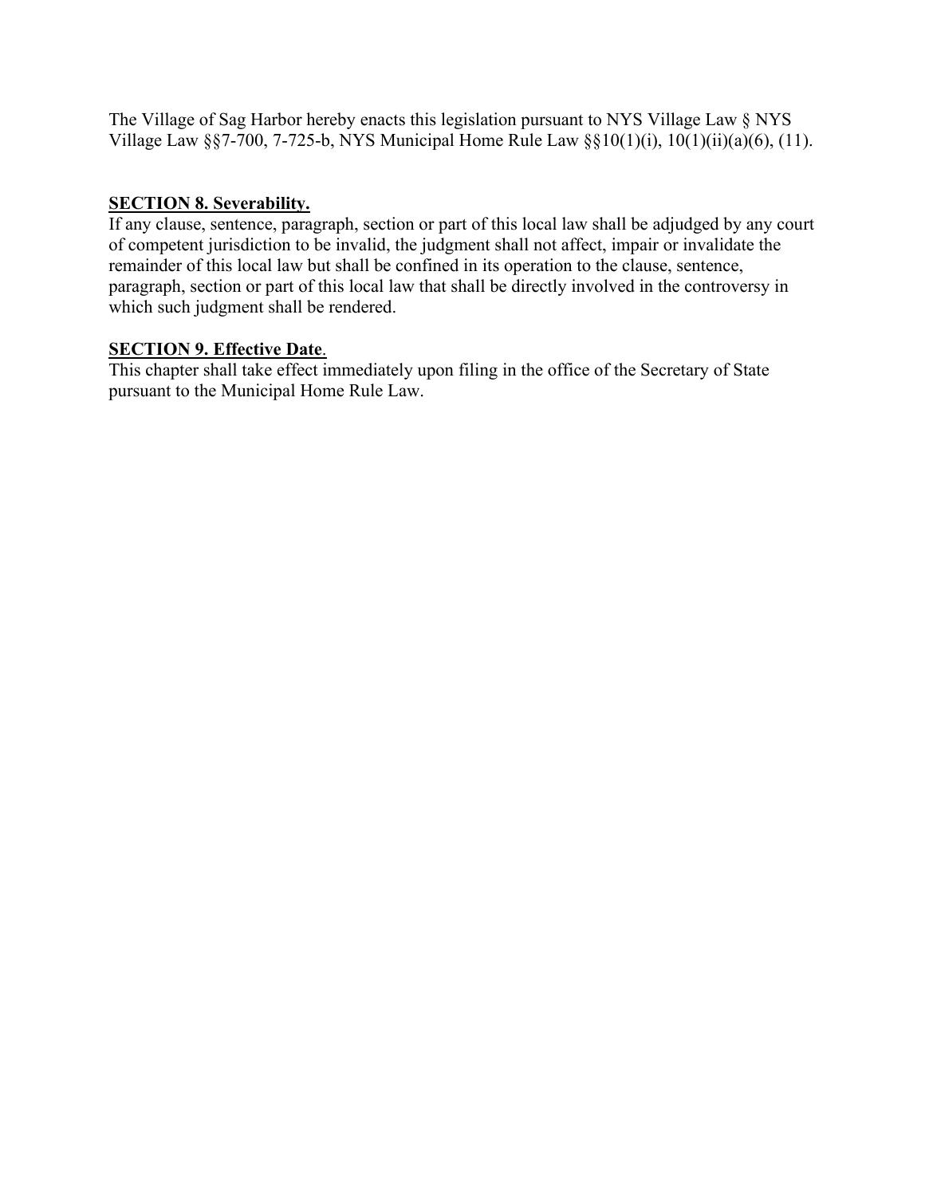The Village of Sag Harbor hereby enacts this legislation pursuant to NYS Village Law § NYS Village Law §§7-700, 7-725-b, NYS Municipal Home Rule Law §§10(1)(i), 10(1)(ii)(a)(6), (11).

**SECTION 8. Severability.**

If any clause, sentence, paragraph, section or part of this local law shall be adjudged by any court of competent jurisdiction to be invalid, the judgment shall not affect, impair or invalidate the remainder of this local law but shall be confined in its operation to the clause, sentence, paragraph, section or part of this local law that shall be directly involved in the controversy in which such judgment shall be rendered.

**SECTION 9. Effective Date.**

This chapter shall take effect immediately upon filing in the office of the Secretary of State pursuant to the Municipal Home Rule Law.